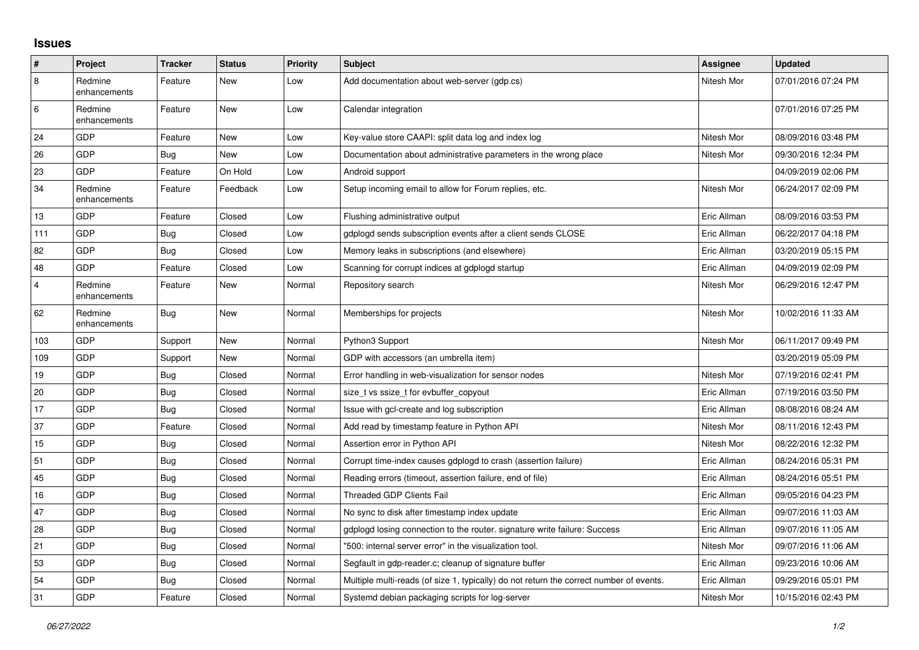## Issues

| # | Project | Tracker | Status | Priority | Subject | Assignee | Updated |
|---|---|---|---|---|---|---|---|
| 8 | Redmine enhancements | Feature | New | Low | Add documentation about web-server (gdp.cs) | Nitesh Mor | 07/01/2016 07:24 PM |
| 6 | Redmine enhancements | Feature | New | Low | Calendar integration | | 07/01/2016 07:25 PM |
| 24 | GDP | Feature | New | Low | Key-value store CAAPI: split data log and index log | Nitesh Mor | 08/09/2016 03:48 PM |
| 26 | GDP | Bug | New | Low | Documentation about administrative parameters in the wrong place | Nitesh Mor | 09/30/2016 12:34 PM |
| 23 | GDP | Feature | On Hold | Low | Android support | | 04/09/2019 02:06 PM |
| 34 | Redmine enhancements | Feature | Feedback | Low | Setup incoming email to allow for Forum replies, etc. | Nitesh Mor | 06/24/2017 02:09 PM |
| 13 | GDP | Feature | Closed | Low | Flushing administrative output | Eric Allman | 08/09/2016 03:53 PM |
| 111 | GDP | Bug | Closed | Low | gdplogd sends subscription events after a client sends CLOSE | Eric Allman | 06/22/2017 04:18 PM |
| 82 | GDP | Bug | Closed | Low | Memory leaks in subscriptions (and elsewhere) | Eric Allman | 03/20/2019 05:15 PM |
| 48 | GDP | Feature | Closed | Low | Scanning for corrupt indices at gdplogd startup | Eric Allman | 04/09/2019 02:09 PM |
| 4 | Redmine enhancements | Feature | New | Normal | Repository search | Nitesh Mor | 06/29/2016 12:47 PM |
| 62 | Redmine enhancements | Bug | New | Normal | Memberships for projects | Nitesh Mor | 10/02/2016 11:33 AM |
| 103 | GDP | Support | New | Normal | Python3 Support | Nitesh Mor | 06/11/2017 09:49 PM |
| 109 | GDP | Support | New | Normal | GDP with accessors (an umbrella item) | | 03/20/2019 05:09 PM |
| 19 | GDP | Bug | Closed | Normal | Error handling in web-visualization for sensor nodes | Nitesh Mor | 07/19/2016 02:41 PM |
| 20 | GDP | Bug | Closed | Normal | size_t vs ssize_t for evbuffer_copyout | Eric Allman | 07/19/2016 03:50 PM |
| 17 | GDP | Bug | Closed | Normal | Issue with gcl-create and log subscription | Eric Allman | 08/08/2016 08:24 AM |
| 37 | GDP | Feature | Closed | Normal | Add read by timestamp feature in Python API | Nitesh Mor | 08/11/2016 12:43 PM |
| 15 | GDP | Bug | Closed | Normal | Assertion error in Python API | Nitesh Mor | 08/22/2016 12:32 PM |
| 51 | GDP | Bug | Closed | Normal | Corrupt time-index causes gdplogd to crash (assertion failure) | Eric Allman | 08/24/2016 05:31 PM |
| 45 | GDP | Bug | Closed | Normal | Reading errors (timeout, assertion failure, end of file) | Eric Allman | 08/24/2016 05:51 PM |
| 16 | GDP | Bug | Closed | Normal | Threaded GDP Clients Fail | Eric Allman | 09/05/2016 04:23 PM |
| 47 | GDP | Bug | Closed | Normal | No sync to disk after timestamp index update | Eric Allman | 09/07/2016 11:03 AM |
| 28 | GDP | Bug | Closed | Normal | gdplogd losing connection to the router. signature write failure: Success | Eric Allman | 09/07/2016 11:05 AM |
| 21 | GDP | Bug | Closed | Normal | "500: internal server error" in the visualization tool. | Nitesh Mor | 09/07/2016 11:06 AM |
| 53 | GDP | Bug | Closed | Normal | Segfault in gdp-reader.c; cleanup of signature buffer | Eric Allman | 09/23/2016 10:06 AM |
| 54 | GDP | Bug | Closed | Normal | Multiple multi-reads (of size 1, typically) do not return the correct number of events. | Eric Allman | 09/29/2016 05:01 PM |
| 31 | GDP | Feature | Closed | Normal | Systemd debian packaging scripts for log-server | Nitesh Mor | 10/15/2016 02:43 PM |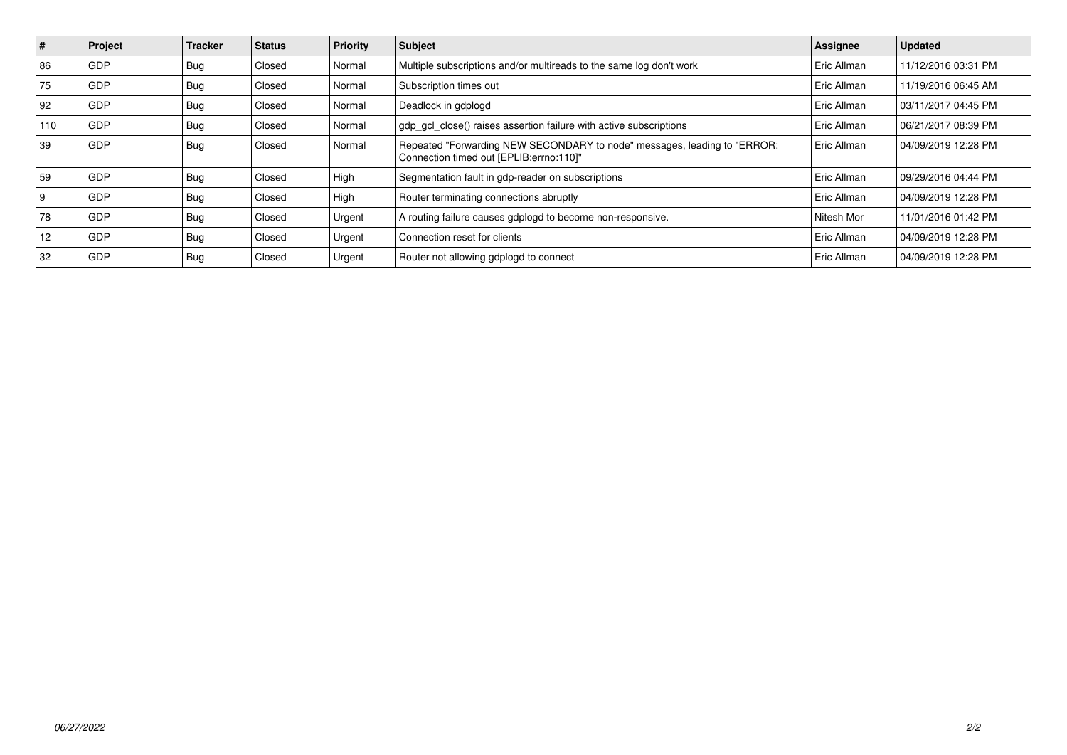| # | Project | Tracker | Status | Priority | Subject | Assignee | Updated |
| --- | --- | --- | --- | --- | --- | --- | --- |
| 86 | GDP | Bug | Closed | Normal | Multiple subscriptions and/or multireads to the same log don't work | Eric Allman | 11/12/2016 03:31 PM |
| 75 | GDP | Bug | Closed | Normal | Subscription times out | Eric Allman | 11/19/2016 06:45 AM |
| 92 | GDP | Bug | Closed | Normal | Deadlock in gdplogd | Eric Allman | 03/11/2017 04:45 PM |
| 110 | GDP | Bug | Closed | Normal | gdp_gcl_close() raises assertion failure with active subscriptions | Eric Allman | 06/21/2017 08:39 PM |
| 39 | GDP | Bug | Closed | Normal | Repeated "Forwarding NEW SECONDARY to node" messages, leading to "ERROR: Connection timed out [EPLIB:errno:110]" | Eric Allman | 04/09/2019 12:28 PM |
| 59 | GDP | Bug | Closed | High | Segmentation fault in gdp-reader on subscriptions | Eric Allman | 09/29/2016 04:44 PM |
| 9 | GDP | Bug | Closed | High | Router terminating connections abruptly | Eric Allman | 04/09/2019 12:28 PM |
| 78 | GDP | Bug | Closed | Urgent | A routing failure causes gdplogd to become non-responsive. | Nitesh Mor | 11/01/2016 01:42 PM |
| 12 | GDP | Bug | Closed | Urgent | Connection reset for clients | Eric Allman | 04/09/2019 12:28 PM |
| 32 | GDP | Bug | Closed | Urgent | Router not allowing gdplogd to connect | Eric Allman | 04/09/2019 12:28 PM |